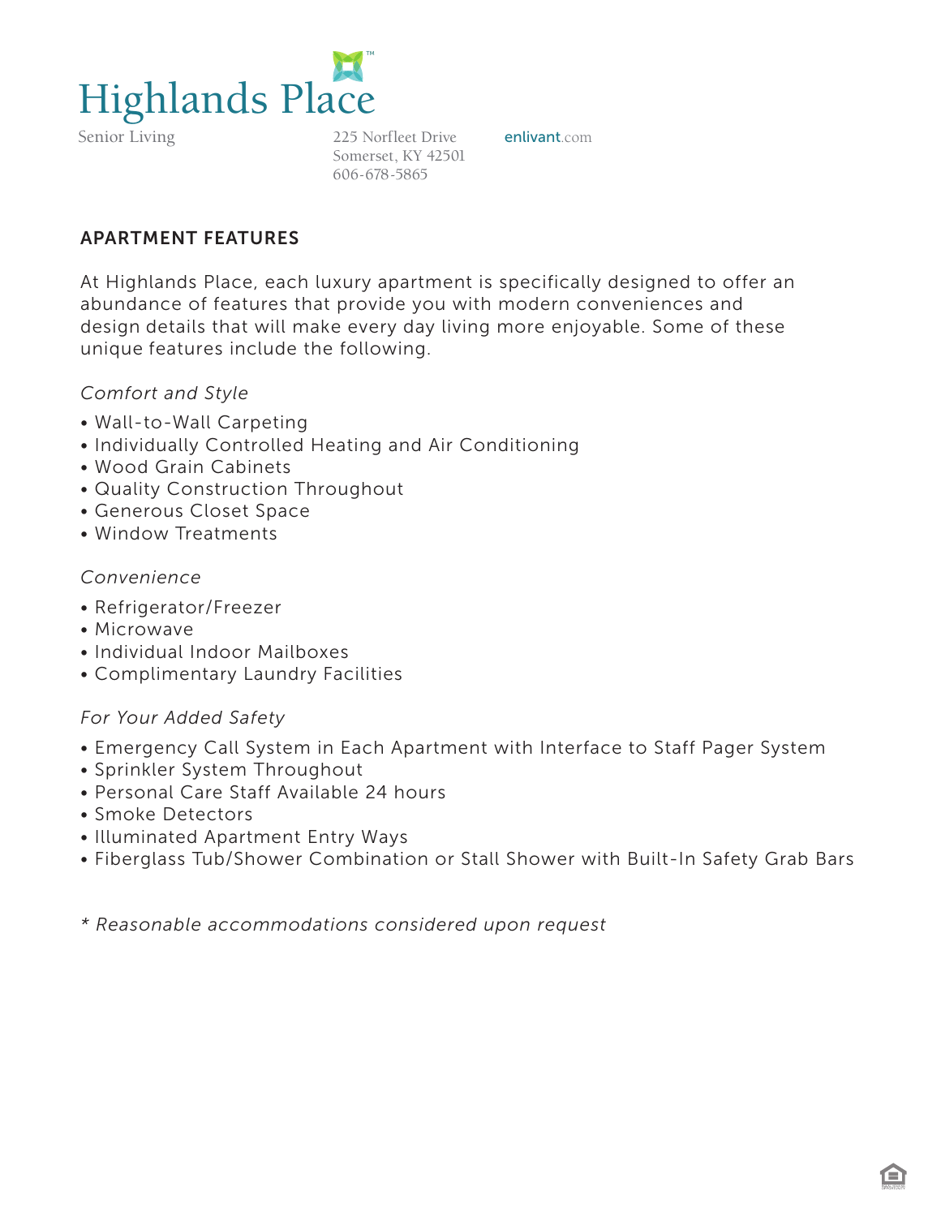# Highlands Place

Senior Living

225 Norfleet Drive
Somerset, KY 42501
606-678-5865

enlivant.com

## APARTMENT FEATURES

At Highlands Place, each luxury apartment is specifically designed to offer an abundance of features that provide you with modern conveniences and design details that will make every day living more enjoyable. Some of these unique features include the following.

*Comfort and Style*

- Wall-to-Wall Carpeting
- Individually Controlled Heating and Air Conditioning
- Wood Grain Cabinets
- Quality Construction Throughout
- Generous Closet Space
- Window Treatments

*Convenience*

- Refrigerator/Freezer
- Microwave
- Individual Indoor Mailboxes
- Complimentary Laundry Facilities

*For Your Added Safety*

- Emergency Call System in Each Apartment with Interface to Staff Pager System
- Sprinkler System Throughout
- Personal Care Staff Available 24 hours
- Smoke Detectors
- Illuminated Apartment Entry Ways
- Fiberglass Tub/Shower Combination or Stall Shower with Built-In Safety Grab Bars

*\* Reasonable accommodations considered upon request*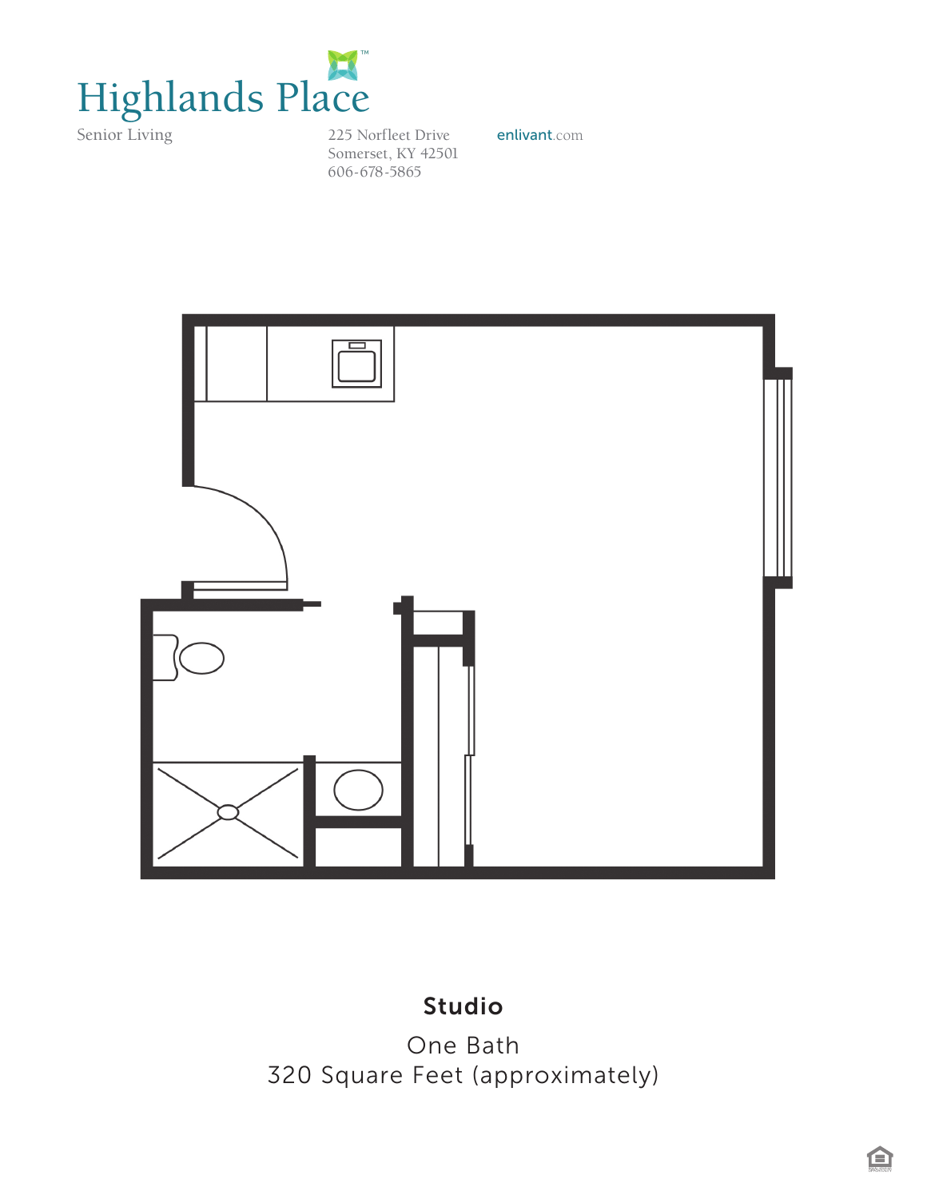# Highlands Place

Senior Living

225 Norfleet Drive
Somerset, KY 42501
606-678-5865

enlivant.com

**Studio**

One Bath
320 Square Feet (approximately)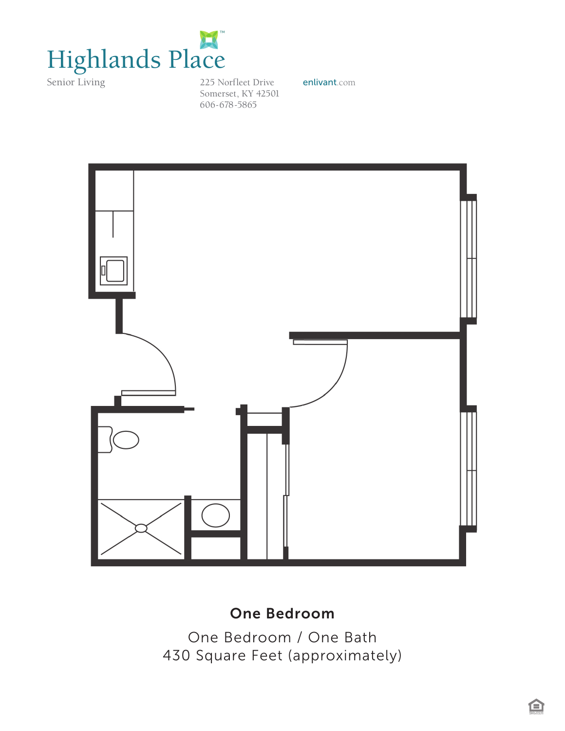# Highlands Place

Senior Living

225 Norfleet Drive
Somerset, KY 42501
606-678-5865

enlivant.com

## One Bedroom

One Bedroom / One Bath
430 Square Feet (approximately)